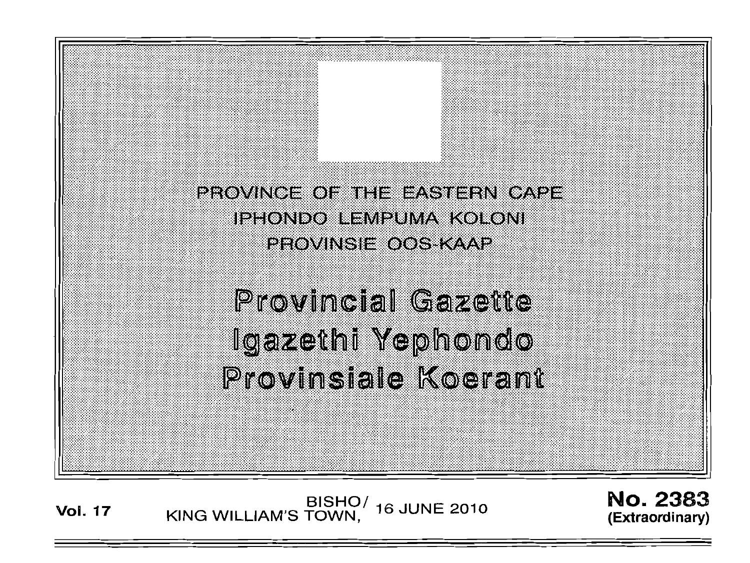PROVINCE OF THE EASTERN CAPE
IPHONDO LEMPUMA KOLONI
PROVINSIE OOS-KAAP

# Provincial Gazette
# Igazethi Yephondo
# Provinsiale Koerant

**Vol. 17** BISHO/ KING WILLIAM'S TOWN, 16 JUNE 2010 **No. 2383** **(Extraordinary)**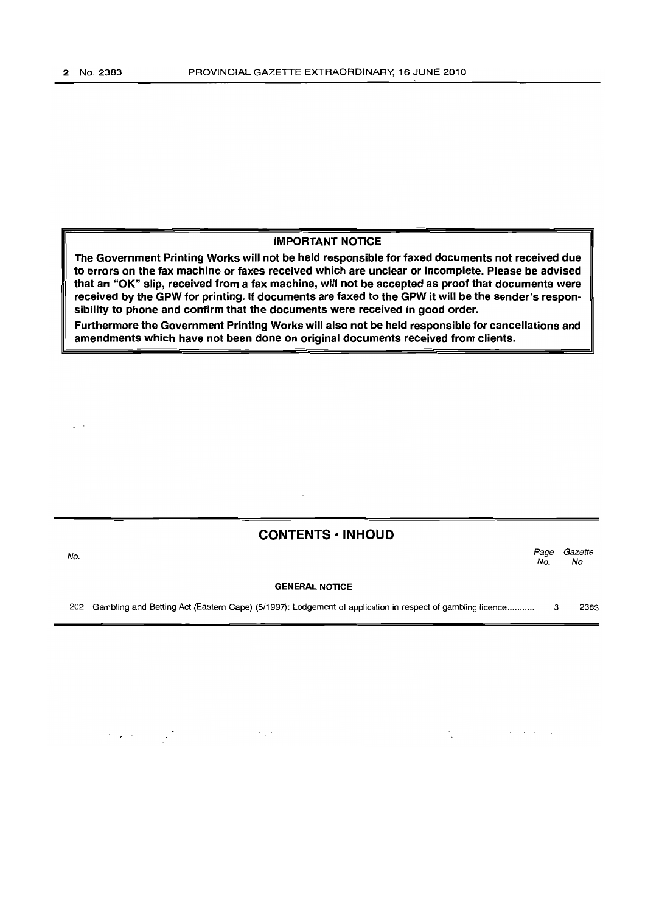## IMPORTANT NOTICE

**The Government Printing Works will not be held responsible for faxed documents not received due to errors on the fax machine or faxes received which are unclear or incomplete. Please be advised that an "OK" slip, received from a fax machine, will not be accepted as proof that documents were received by the GPW for printing. If documents are faxed to the GPW it will be the sender's responsibility to phone and confirm that the documents were received in good order.**

**Furthermore the Government Printing Works will also not be held responsible for cancellations and amendments which have not been done on original documents received from clients.**

## CONTENTS • INHOUD

| No. | | *Page No.* | *Gazette No.* |
|---|---|---|---|
| | **GENERAL NOTICE** | | |
| 202 | Gambling and Betting Act (Eastern Cape) (5/1997): Lodgement of application in respect of gambling licence........... | 3 | 2383 |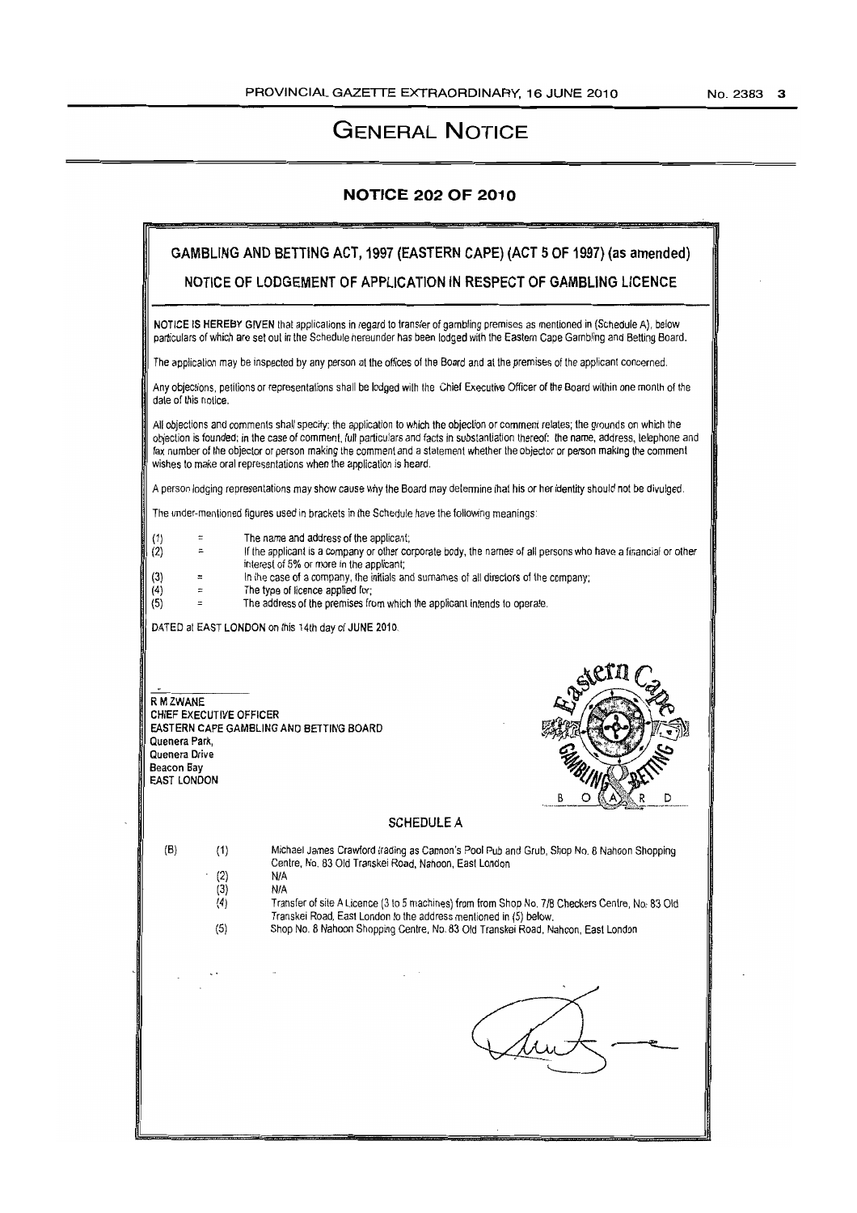# GENERAL NOTICE

## NOTICE 202 OF 2010

### GAMBLING AND BETTING ACT, 1997 (EASTERN CAPE) (ACT 5 OF 1997) (as amended)

### NOTICE OF LODGEMENT OF APPLICATION IN RESPECT OF GAMBLING LICENCE

NOTICE IS HEREBY GIVEN that applications in regard to transfer of gambling premises as mentioned in (Schedule A), below particulars of which are set out in the Schedule hereunder has been lodged with the Eastern Cape Gambling and Betting Board.

The application may be inspected by any person at the offices of the Board and at the premises of the applicant concerned.

Any objections, petitions or representations shall be lodged with the Chief Executive Officer of the Board within one month of the date of this notice.

All objections and comments shall specify: the application to which the objection or comment relates; the grounds on which the objection is founded; in the case of comment, full particulars and facts in substantiation thereof: the name, address, telephone and fax number of the objector or person making the comment and a statement whether the objector or person making the comment wishes to make oral representations when the application is heard.

A person lodging representations may show cause why the Board may determine that his or her identity should not be divulged.

The under-mentioned figures used in brackets in the Schedule have the following meanings:

(1) = The name and address of the applicant;
(2) = If the applicant is a company or other corporate body, the names of all persons who have a financial or other interest of 5% or more in the applicant;
(3) = In the case of a company, the initials and surnames of all directors of the company;
(4) = The type of licence applied for;
(5) = The address of the premises from which the applicant intends to operate.

DATED at EAST LONDON on this 14th day of JUNE 2010.

R M ZWANE
CHIEF EXECUTIVE OFFICER
EASTERN CAPE GAMBLING AND BETTING BOARD
Quenera Park,
Quenera Drive
Beacon Bay
EAST LONDON

### SCHEDULE A

(B)
(1) Michael James Crawford trading as Cannon's Pool Pub and Grub, Shop No. 8 Nahoon Shopping Centre, No. 83 Old Transkei Road, Nahoon, East London
(2) N/A
(3) N/A
(4) Transfer of site A Licence (3 to 5 machines) from from Shop No. 7/8 Checkers Centre, No: 83 Old Transkei Road, East London to the address mentioned in (5) below.
(5) Shop No. 8 Nahoon Shopping Centre, No. 83 Old Transkei Road, Nahoon, East London